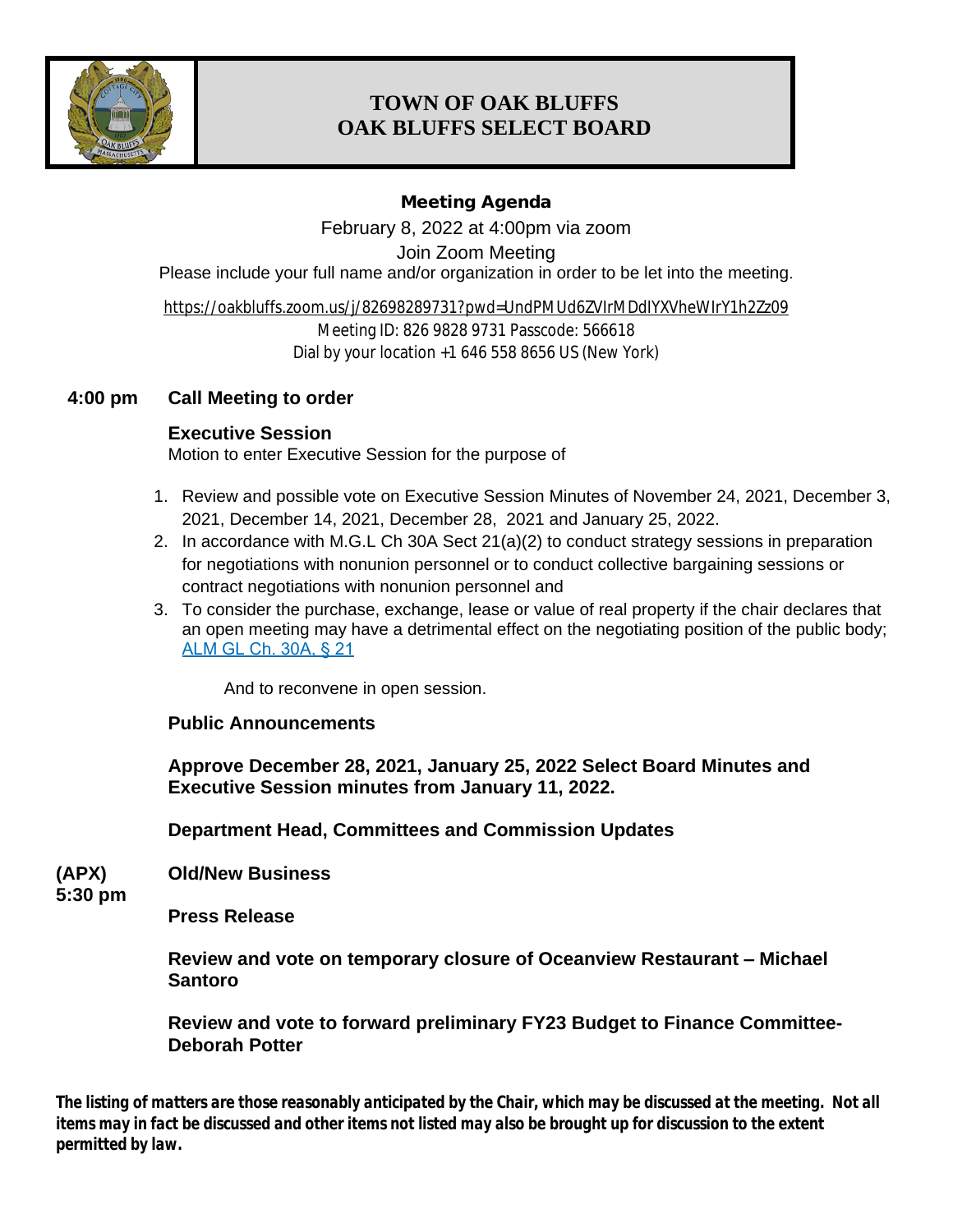# TOWN OF OAK BLUFFS
# OAK BLUFFS SELECT BOARD

## Meeting Agenda

February 8, 2022 at 4:00pm via zoom

Join Zoom Meeting

Please include your full name and/or organization in order to be let into the meeting.

https://oakbluffs.zoom.us/j/82698289731?pwd=UndPMUd6ZVlrMDdlYXVheWIrY1h2Zz09

Meeting ID: 826 9828 9731 Passcode: 566618

Dial by your location +1 646 558 8656 US (New York)

**4:00 pm Call Meeting to order**

**Executive Session**

Motion to enter Executive Session for the purpose of

1. Review and possible vote on Executive Session Minutes of November 24, 2021, December 3, 2021, December 14, 2021, December 28, 2021 and January 25, 2022.
2. In accordance with M.G.L Ch 30A Sect 21(a)(2) to conduct strategy sessions in preparation for negotiations with nonunion personnel or to conduct collective bargaining sessions or contract negotiations with nonunion personnel and
3. To consider the purchase, exchange, lease or value of real property if the chair declares that an open meeting may have a detrimental effect on the negotiating position of the public body; ALM GL Ch. 30A, § 21

And to reconvene in open session.

**Public Announcements**

**Approve December 28, 2021, January 25, 2022 Select Board Minutes and Executive Session minutes from January 11, 2022.**

**Department Head, Committees and Commission Updates**

**(APX) 5:30 pm Old/New Business**

**Press Release**

**Review and vote on temporary closure of Oceanview Restaurant – Michael Santoro**

**Review and vote to forward preliminary FY23 Budget to Finance Committee- Deborah Potter**

***The listing of matters are those reasonably anticipated by the Chair, which may be discussed at the meeting. Not all items may in fact be discussed and other items not listed may also be brought up for discussion to the extent permitted by law.***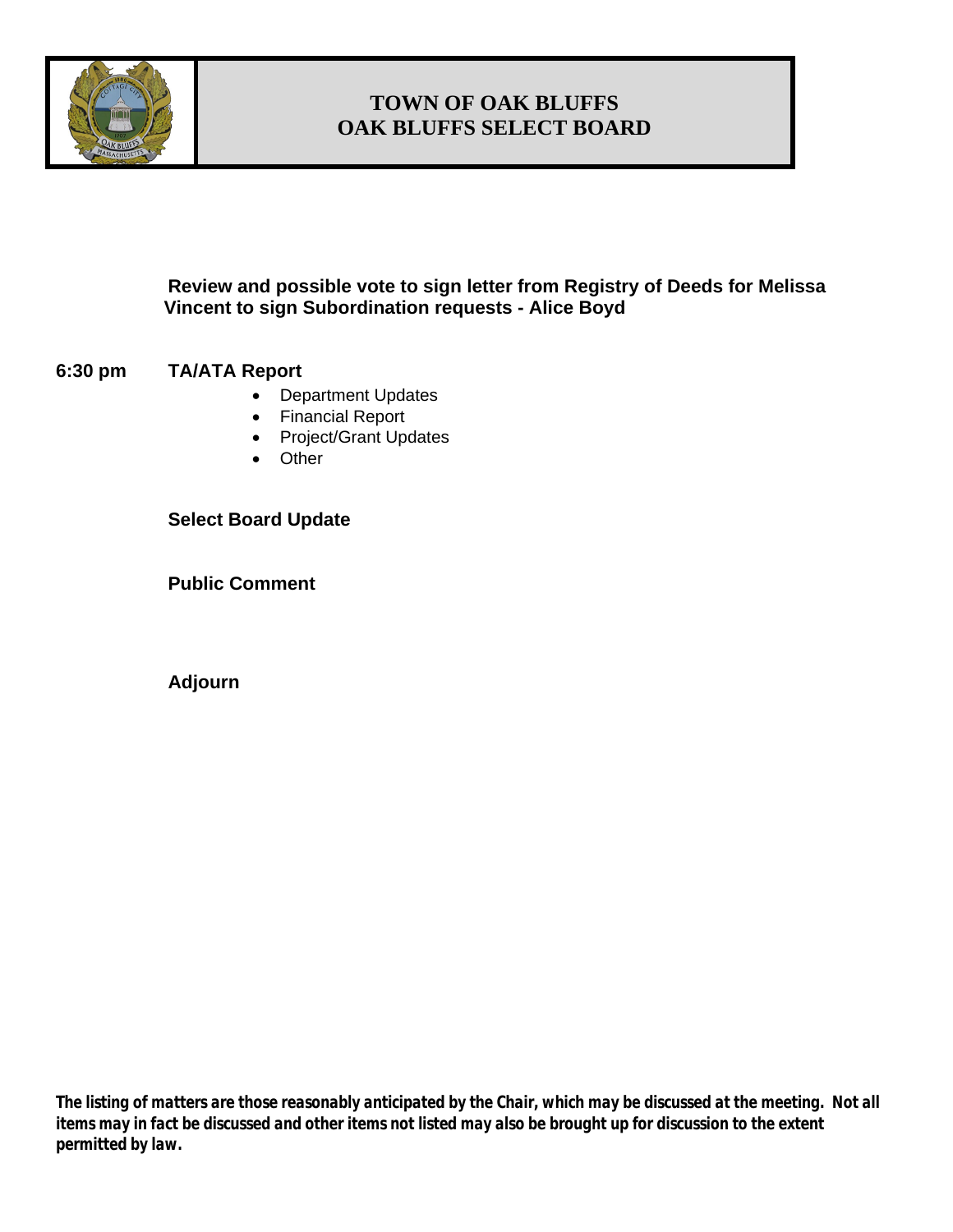# TOWN OF OAK BLUFFS
# OAK BLUFFS SELECT BOARD

**Review and possible vote to sign letter from Registry of Deeds for Melissa Vincent to sign Subordination requests - Alice Boyd**

**6:30 pm TA/ATA Report**

- Department Updates
- Financial Report
- Project/Grant Updates
- Other

**Select Board Update**

**Public Comment**

**Adjourn**

***The listing of matters are those reasonably anticipated by the Chair, which may be discussed at the meeting. Not all items may in fact be discussed and other items not listed may also be brought up for discussion to the extent permitted by law.***